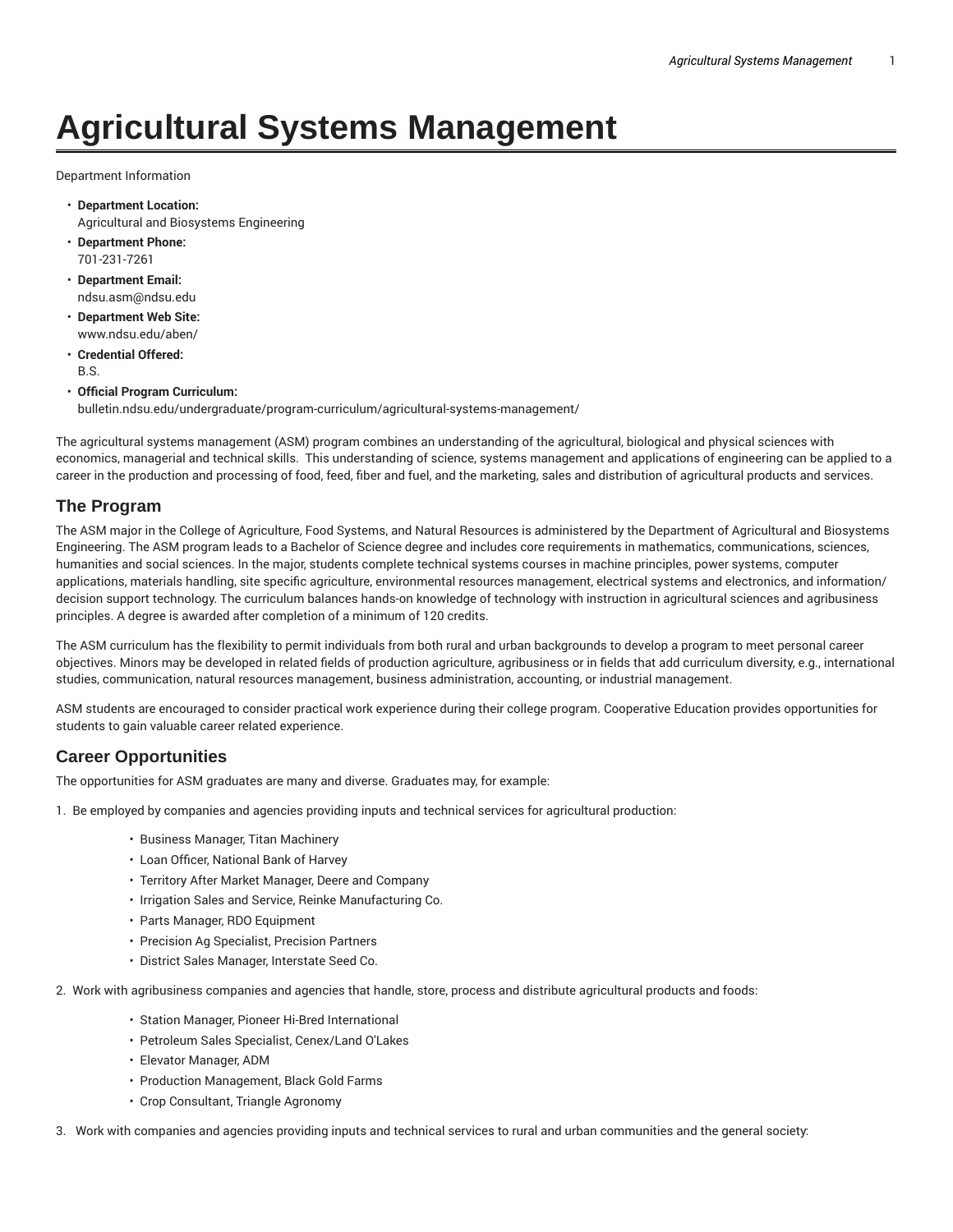# Agricultural Systems Management

Department Information

- **Department Location:**
  Agricultural and Biosystems Engineering
- **Department Phone:**
  701-231-7261
- **Department Email:**
  ndsu.asm@ndsu.edu
- **Department Web Site:**
  www.ndsu.edu/aben/
- **Credential Offered:**
  B.S.
- **Official Program Curriculum:**
  bulletin.ndsu.edu/undergraduate/program-curriculum/agricultural-systems-management/

The agricultural systems management (ASM) program combines an understanding of the agricultural, biological and physical sciences with economics, managerial and technical skills. This understanding of science, systems management and applications of engineering can be applied to a career in the production and processing of food, feed, fiber and fuel, and the marketing, sales and distribution of agricultural products and services.

## The Program

The ASM major in the College of Agriculture, Food Systems, and Natural Resources is administered by the Department of Agricultural and Biosystems Engineering. The ASM program leads to a Bachelor of Science degree and includes core requirements in mathematics, communications, sciences, humanities and social sciences. In the major, students complete technical systems courses in machine principles, power systems, computer applications, materials handling, site specific agriculture, environmental resources management, electrical systems and electronics, and information/decision support technology. The curriculum balances hands-on knowledge of technology with instruction in agricultural sciences and agribusiness principles. A degree is awarded after completion of a minimum of 120 credits.

The ASM curriculum has the flexibility to permit individuals from both rural and urban backgrounds to develop a program to meet personal career objectives. Minors may be developed in related fields of production agriculture, agribusiness or in fields that add curriculum diversity, e.g., international studies, communication, natural resources management, business administration, accounting, or industrial management.

ASM students are encouraged to consider practical work experience during their college program. Cooperative Education provides opportunities for students to gain valuable career related experience.

## Career Opportunities

The opportunities for ASM graduates are many and diverse. Graduates may, for example:

1. Be employed by companies and agencies providing inputs and technical services for agricultural production:
    - Business Manager, Titan Machinery
    - Loan Officer, National Bank of Harvey
    - Territory After Market Manager, Deere and Company
    - Irrigation Sales and Service, Reinke Manufacturing Co.
    - Parts Manager, RDO Equipment
    - Precision Ag Specialist, Precision Partners
    - District Sales Manager, Interstate Seed Co.
2. Work with agribusiness companies and agencies that handle, store, process and distribute agricultural products and foods:
    - Station Manager, Pioneer Hi-Bred International
    - Petroleum Sales Specialist, Cenex/Land O'Lakes
    - Elevator Manager, ADM
    - Production Management, Black Gold Farms
    - Crop Consultant, Triangle Agronomy
3. Work with companies and agencies providing inputs and technical services to rural and urban communities and the general society: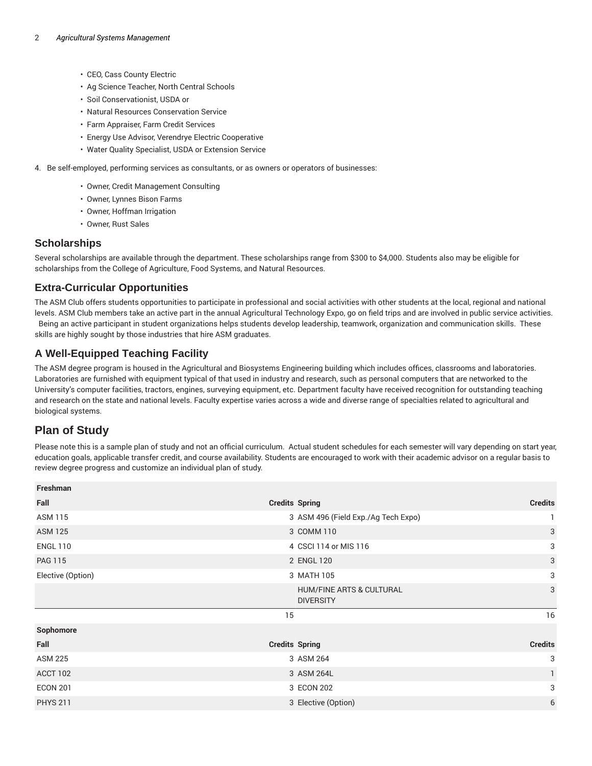- CEO, Cass County Electric
- Ag Science Teacher, North Central Schools
- Soil Conservationist, USDA or
- Natural Resources Conservation Service
- Farm Appraiser, Farm Credit Services
- Energy Use Advisor, Verendrye Electric Cooperative
- Water Quality Specialist, USDA or Extension Service

4. Be self-employed, performing services as consultants, or as owners or operators of businesses:

    - Owner, Credit Management Consulting
    - Owner, Lynnes Bison Farms
    - Owner, Hoffman Irrigation
    - Owner, Rust Sales

## Scholarships

Several scholarships are available through the department. These scholarships range from $300 to $4,000. Students also may be eligible for scholarships from the College of Agriculture, Food Systems, and Natural Resources.

## Extra-Curricular Opportunities

The ASM Club offers students opportunities to participate in professional and social activities with other students at the local, regional and national levels. ASM Club members take an active part in the annual Agricultural Technology Expo, go on field trips and are involved in public service activities. Being an active participant in student organizations helps students develop leadership, teamwork, organization and communication skills. These skills are highly sought by those industries that hire ASM graduates.

## A Well-Equipped Teaching Facility

The ASM degree program is housed in the Agricultural and Biosystems Engineering building which includes offices, classrooms and laboratories. Laboratories are furnished with equipment typical of that used in industry and research, such as personal computers that are networked to the University's computer facilities, tractors, engines, surveying equipment, etc. Department faculty have received recognition for outstanding teaching and research on the state and national levels. Faculty expertise varies across a wide and diverse range of specialties related to agricultural and biological systems.

# Plan of Study

Please note this is a sample plan of study and not an official curriculum. Actual student schedules for each semester will vary depending on start year, education goals, applicable transfer credit, and course availability. Students are encouraged to work with their academic advisor on a regular basis to review degree progress and customize an individual plan of study.

| **Freshman** | | | |
|---|---|---|---|
| **Fall** | **Credits** | **Spring** | **Credits** |
| ASM 115 | 3 | ASM 496 (Field Exp./Ag Tech Expo) | 1 |
| ASM 125 | 3 | COMM 110 | 3 |
| ENGL 110 | 4 | CSCI 114 or MIS 116 | 3 |
| PAG 115 | 2 | ENGL 120 | 3 |
| Elective (Option) | 3 | MATH 105 | 3 |
| | | HUM/FINE ARTS & CULTURAL DIVERSITY | 3 |
| | 15 | | 16 |
| **Sophomore** | | | |
| **Fall** | **Credits** | **Spring** | **Credits** |
| ASM 225 | 3 | ASM 264 | 3 |
| ACCT 102 | 3 | ASM 264L | 1 |
| ECON 201 | 3 | ECON 202 | 3 |
| PHYS 211 | 3 | Elective (Option) | 6 |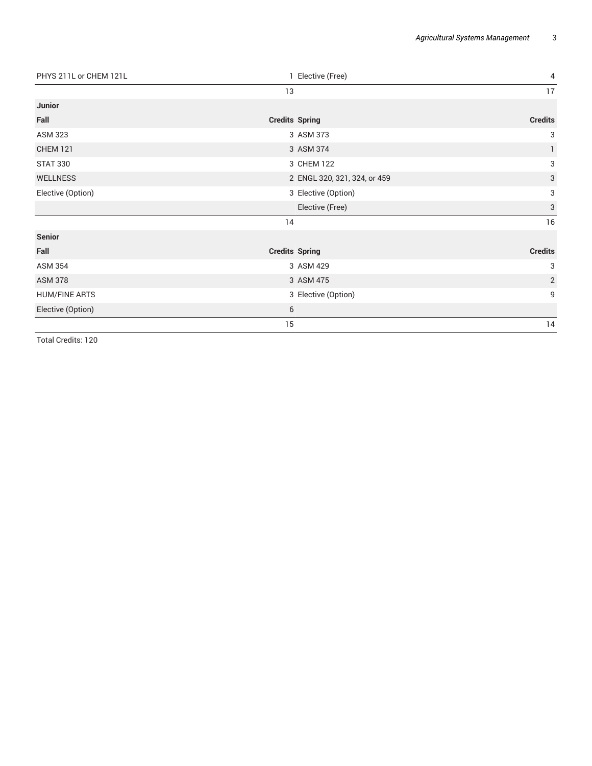| | | | |
|---|---|---|---|
| PHYS 211L or CHEM 121L | 1 | Elective (Free) | 4 |
| | 13 | | 17 |
| **Junior** | | | |
| **Fall** | **Credits** | **Spring** | **Credits** |
| ASM 323 | 3 | ASM 373 | 3 |
| CHEM 121 | 3 | ASM 374 | 1 |
| STAT 330 | 3 | CHEM 122 | 3 |
| WELLNESS | 2 | ENGL 320, 321, 324, or 459 | 3 |
| Elective (Option) | 3 | Elective (Option) | 3 |
| | | Elective (Free) | 3 |
| | 14 | | 16 |
| **Senior** | | | |
| **Fall** | **Credits** | **Spring** | **Credits** |
| ASM 354 | 3 | ASM 429 | 3 |
| ASM 378 | 3 | ASM 475 | 2 |
| HUM/FINE ARTS | 3 | Elective (Option) | 9 |
| Elective (Option) | 6 | | |
| | 15 | | 14 |

Total Credits: 120